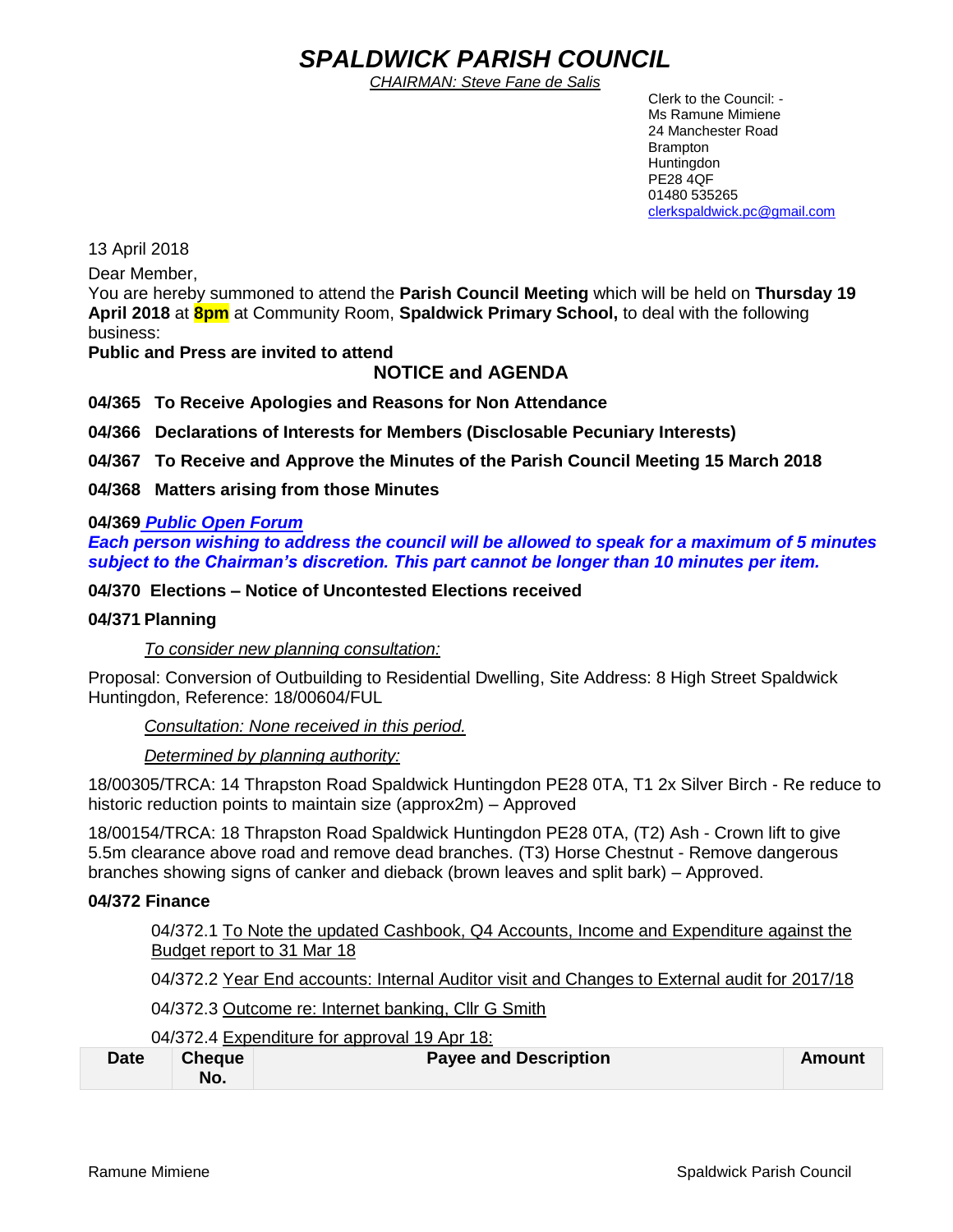# *SPALDWICK PARISH COUNCIL*

*CHAIRMAN: Steve Fane de Salis*

Clerk to the Council: -
Ms Ramune Mimiene
24 Manchester Road
Brampton
Huntingdon
PE28 4QF
01480 535265
clerkspaldwick.pc@gmail.com

13 April 2018

Dear Member,

You are hereby summoned to attend the **Parish Council Meeting** which will be held on **Thursday 19 April 2018** at **8pm** at Community Room, **Spaldwick Primary School,** to deal with the following business:

**Public and Press are invited to attend**

## NOTICE and AGENDA

**04/365 To Receive Apologies and Reasons for Non Attendance**

**04/366 Declarations of Interests for Members (Disclosable Pecuniary Interests)**

**04/367 To Receive and Approve the Minutes of the Parish Council Meeting 15 March 2018**

**04/368 Matters arising from those Minutes**

**04/369 *Public Open Forum***

***Each person wishing to address the council will be allowed to speak for a maximum of 5 minutes subject to the Chairman's discretion. This part cannot be longer than 10 minutes per item.***

**04/370 Elections – Notice of Uncontested Elections received**

**04/371 Planning**

*To consider new planning consultation:*

Proposal: Conversion of Outbuilding to Residential Dwelling, Site Address: 8 High Street Spaldwick Huntingdon, Reference: 18/00604/FUL

*Consultation: None received in this period.*

*Determined by planning authority:*

18/00305/TRCA: 14 Thrapston Road Spaldwick Huntingdon PE28 0TA, T1 2x Silver Birch - Re reduce to historic reduction points to maintain size (approx2m) – Approved

18/00154/TRCA: 18 Thrapston Road Spaldwick Huntingdon PE28 0TA, (T2) Ash - Crown lift to give 5.5m clearance above road and remove dead branches. (T3) Horse Chestnut - Remove dangerous branches showing signs of canker and dieback (brown leaves and split bark) – Approved.

**04/372 Finance**

04/372.1 To Note the updated Cashbook, Q4 Accounts, Income and Expenditure against the Budget report to 31 Mar 18

04/372.2 Year End accounts: Internal Auditor visit and Changes to External audit for 2017/18

04/372.3 Outcome re: Internet banking, Cllr G Smith

04/372.4 Expenditure for approval 19 Apr 18:

| Date | Cheque No. | Payee and Description | Amount |
|---|---|---|---|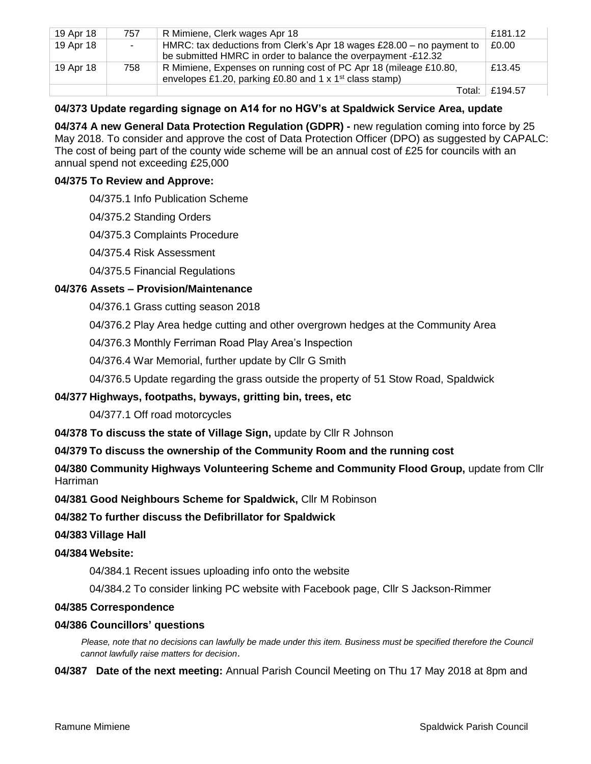| | | | |
|---|---|---|---|
| 19 Apr 18 | 757 | R Mimiene, Clerk wages Apr 18 | £181.12 |
| 19 Apr 18 | - | HMRC: tax deductions from Clerk's Apr 18 wages £28.00 – no payment to be submitted HMRC in order to balance the overpayment -£12.32 | £0.00 |
| 19 Apr 18 | 758 | R Mimiene, Expenses on running cost of PC Apr 18 (mileage £10.80, envelopes £1.20, parking £0.80 and 1 x 1st class stamp) | £13.45 |
| | | Total: | £194.57 |

**04/373 Update regarding signage on A14 for no HGV's at Spaldwick Service Area, update**

**04/374 A new General Data Protection Regulation (GDPR) -** new regulation coming into force by 25 May 2018. To consider and approve the cost of Data Protection Officer (DPO) as suggested by CAPALC: The cost of being part of the county wide scheme will be an annual cost of £25 for councils with an annual spend not exceeding £25,000

**04/375 To Review and Approve:**

04/375.1 Info Publication Scheme

04/375.2 Standing Orders

04/375.3 Complaints Procedure

04/375.4 Risk Assessment

04/375.5 Financial Regulations

**04/376 Assets – Provision/Maintenance**

04/376.1 Grass cutting season 2018

04/376.2 Play Area hedge cutting and other overgrown hedges at the Community Area

04/376.3 Monthly Ferriman Road Play Area's Inspection

04/376.4 War Memorial, further update by Cllr G Smith

04/376.5 Update regarding the grass outside the property of 51 Stow Road, Spaldwick

**04/377 Highways, footpaths, byways, gritting bin, trees, etc**

04/377.1 Off road motorcycles

**04/378 To discuss the state of Village Sign,** update by Cllr R Johnson

**04/379 To discuss the ownership of the Community Room and the running cost**

**04/380 Community Highways Volunteering Scheme and Community Flood Group,** update from Cllr Harriman

**04/381 Good Neighbours Scheme for Spaldwick,** Cllr M Robinson

**04/382 To further discuss the Defibrillator for Spaldwick**

**04/383 Village Hall**

**04/384 Website:**

04/384.1 Recent issues uploading info onto the website

04/384.2 To consider linking PC website with Facebook page, Cllr S Jackson-Rimmer

**04/385 Correspondence**

**04/386 Councillors' questions**

*Please, note that no decisions can lawfully be made under this item. Business must be specified therefore the Council cannot lawfully raise matters for decision*.

**04/387 Date of the next meeting:** Annual Parish Council Meeting on Thu 17 May 2018 at 8pm and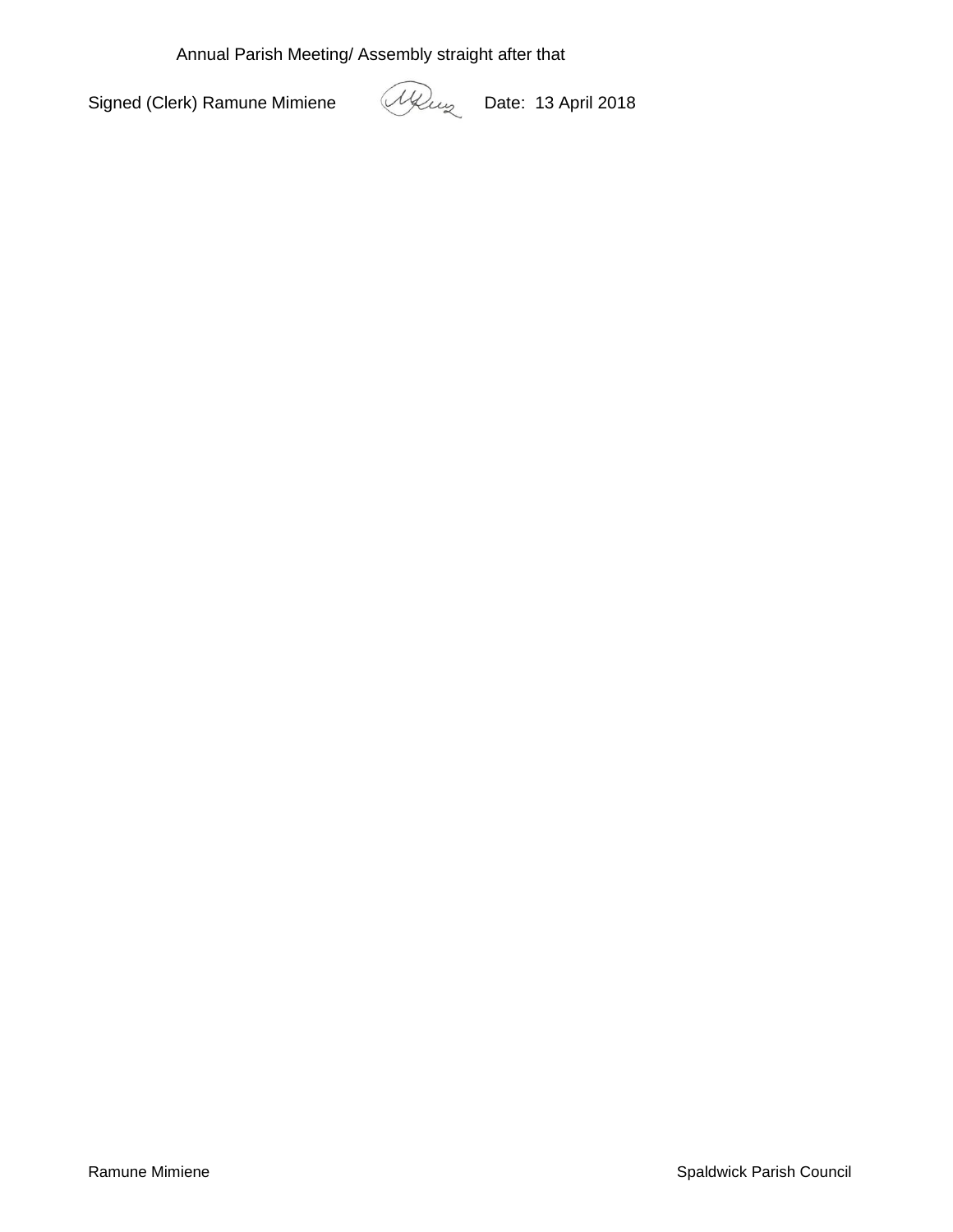Annual Parish Meeting/ Assembly straight after that

Signed (Clerk) Ramune Mimiene Date: 13 April 2018